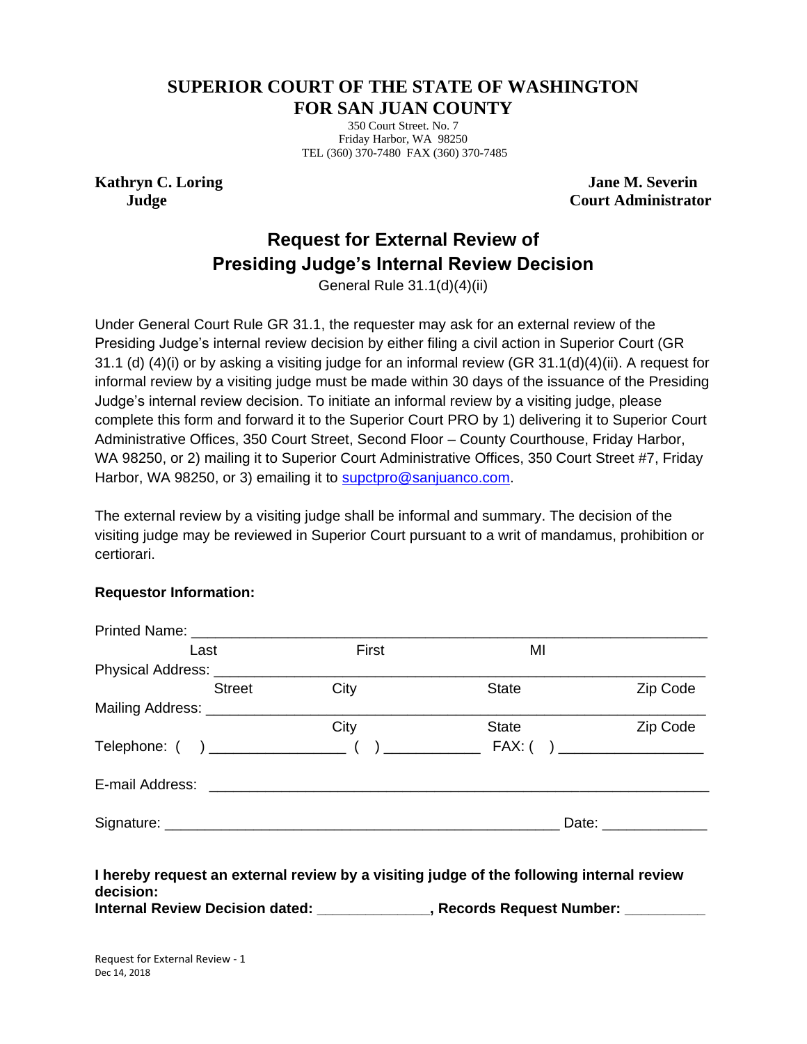# SUPERIOR COURT OF THE STATE OF WASHINGTON
# FOR SAN JUAN COUNTY

350 Court Street. No. 7
Friday Harbor, WA 98250
TEL (360) 370-7480 FAX (360) 370-7485

**Kathryn C. Loring**
**Judge**

**Jane M. Severin**
**Court Administrator**

## Request for External Review of Presiding Judge's Internal Review Decision

General Rule 31.1(d)(4)(ii)

Under General Court Rule GR 31.1, the requester may ask for an external review of the Presiding Judge's internal review decision by either filing a civil action in Superior Court (GR 31.1 (d) (4)(i) or by asking a visiting judge for an informal review (GR 31.1(d)(4)(ii). A request for informal review by a visiting judge must be made within 30 days of the issuance of the Presiding Judge's internal review decision. To initiate an informal review by a visiting judge, please complete this form and forward it to the Superior Court PRO by 1) delivering it to Superior Court Administrative Offices, 350 Court Street, Second Floor – County Courthouse, Friday Harbor, WA 98250, or 2) mailing it to Superior Court Administrative Offices, 350 Court Street #7, Friday Harbor, WA 98250, or 3) emailing it to supctpro@sanjuanco.com.

The external review by a visiting judge shall be informal and summary. The decision of the visiting judge may be reviewed in Superior Court pursuant to a writ of mandamus, prohibition or certiorari.

**Requestor Information:**

Printed Name: ____________________________________________________________
Last First MI

Physical Address: __________________________________________________________
Street City State Zip Code

Mailing Address: __________________________________________________________
City State Zip Code

Telephone: ( ) ________________ ( ) ___________ FAX: ( ) _________________

E-mail Address: ____________________________________________________________

Signature: ________________________________________________ Date: ____________

**I hereby request an external review by a visiting judge of the following internal review decision:**

**Internal Review Decision dated: ______________, Records Request Number: __________**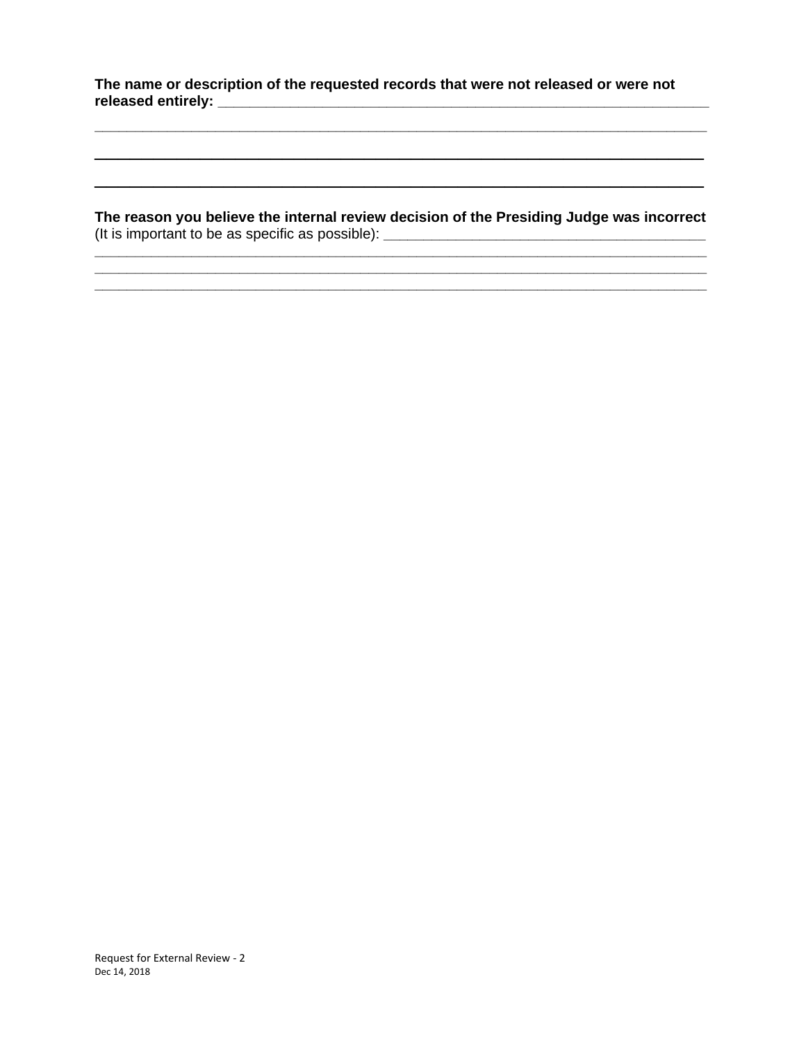**The name or description of the requested records that were not released or were not released entirely:** ______________________________________________________________

___________________________________________________________________________

___________________________________________________________________________

___________________________________________________________________________

**The reason you believe the internal review decision of the Presiding Judge was incorrect** (It is important to be as specific as possible): ______________________________________

___________________________________________________________________________

___________________________________________________________________________

___________________________________________________________________________